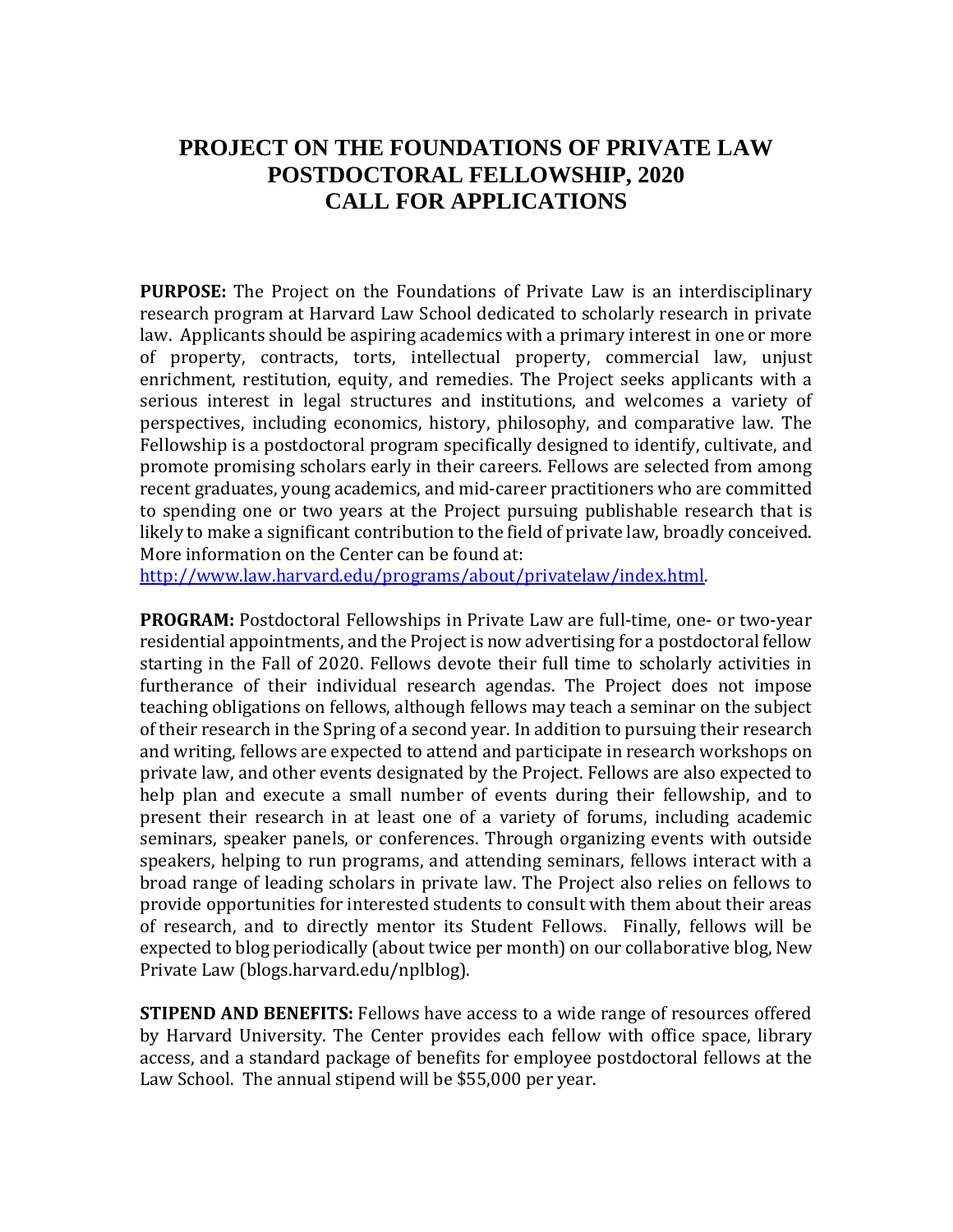# PROJECT ON THE FOUNDATIONS OF PRIVATE LAW POSTDOCTORAL FELLOWSHIP, 2020 CALL FOR APPLICATIONS

**PURPOSE:** The Project on the Foundations of Private Law is an interdisciplinary research program at Harvard Law School dedicated to scholarly research in private law. Applicants should be aspiring academics with a primary interest in one or more of property, contracts, torts, intellectual property, commercial law, unjust enrichment, restitution, equity, and remedies. The Project seeks applicants with a serious interest in legal structures and institutions, and welcomes a variety of perspectives, including economics, history, philosophy, and comparative law. The Fellowship is a postdoctoral program specifically designed to identify, cultivate, and promote promising scholars early in their careers. Fellows are selected from among recent graduates, young academics, and mid-career practitioners who are committed to spending one or two years at the Project pursuing publishable research that is likely to make a significant contribution to the field of private law, broadly conceived. More information on the Center can be found at: [http://www.law.harvard.edu/programs/about/privatelaw/index.html](http://www.law.harvard.edu/programs/about/privatelaw/index.html).

**PROGRAM:** Postdoctoral Fellowships in Private Law are full-time, one- or two-year residential appointments, and the Project is now advertising for a postdoctoral fellow starting in the Fall of 2020. Fellows devote their full time to scholarly activities in furtherance of their individual research agendas. The Project does not impose teaching obligations on fellows, although fellows may teach a seminar on the subject of their research in the Spring of a second year. In addition to pursuing their research and writing, fellows are expected to attend and participate in research workshops on private law, and other events designated by the Project. Fellows are also expected to help plan and execute a small number of events during their fellowship, and to present their research in at least one of a variety of forums, including academic seminars, speaker panels, or conferences. Through organizing events with outside speakers, helping to run programs, and attending seminars, fellows interact with a broad range of leading scholars in private law. The Project also relies on fellows to provide opportunities for interested students to consult with them about their areas of research, and to directly mentor its Student Fellows. Finally, fellows will be expected to blog periodically (about twice per month) on our collaborative blog, New Private Law (blogs.harvard.edu/nplblog).

**STIPEND AND BENEFITS:** Fellows have access to a wide range of resources offered by Harvard University. The Center provides each fellow with office space, library access, and a standard package of benefits for employee postdoctoral fellows at the Law School. The annual stipend will be $55,000 per year.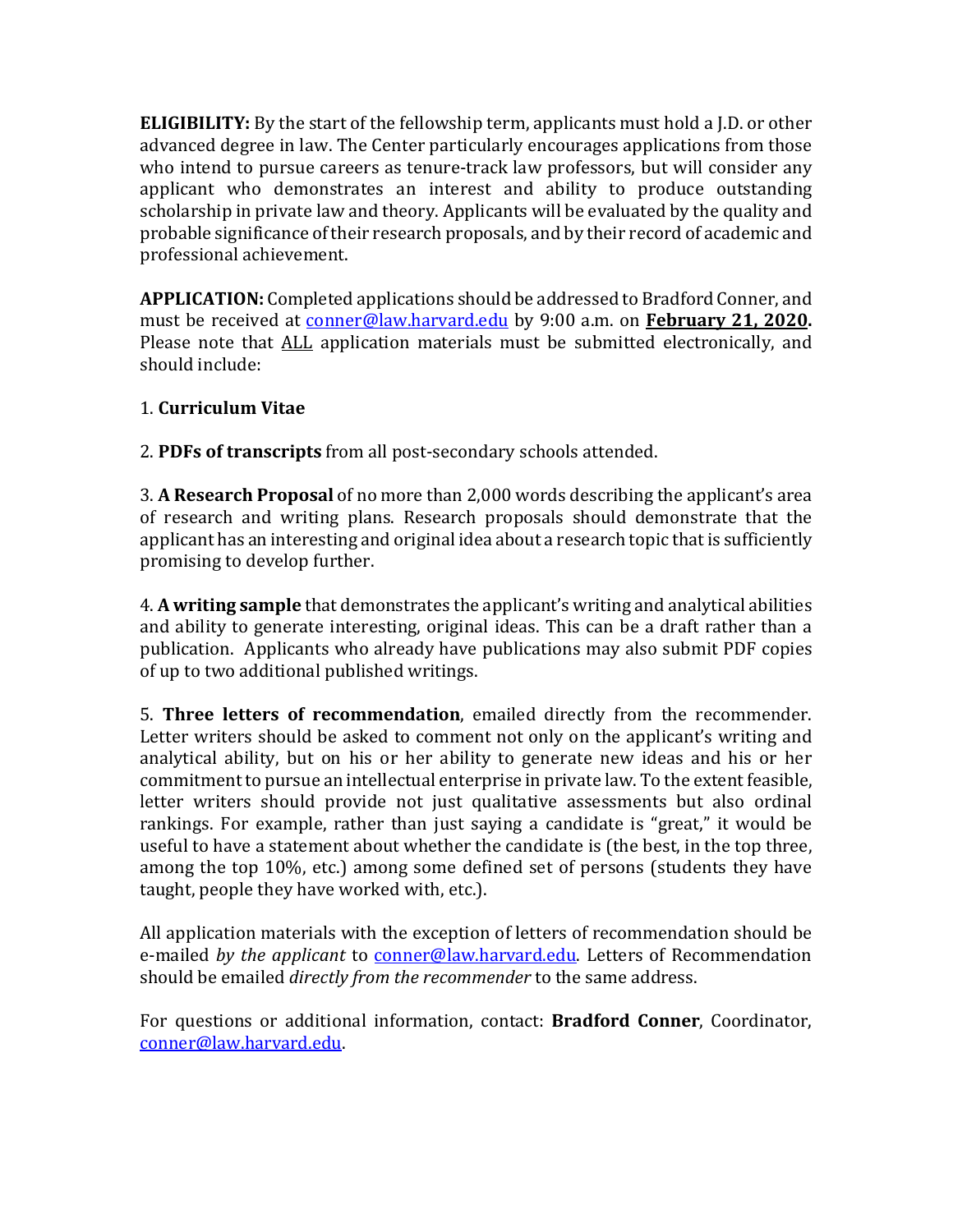**ELIGIBILITY:** By the start of the fellowship term, applicants must hold a J.D. or other advanced degree in law. The Center particularly encourages applications from those who intend to pursue careers as tenure-track law professors, but will consider any applicant who demonstrates an interest and ability to produce outstanding scholarship in private law and theory. Applicants will be evaluated by the quality and probable significance of their research proposals, and by their record of academic and professional achievement.

**APPLICATION:** Completed applications should be addressed to Bradford Conner, and must be received at conner@law.harvard.edu by 9:00 a.m. on **February 21, 2020.** Please note that ALL application materials must be submitted electronically, and should include:

1. **Curriculum Vitae**

2. **PDFs of transcripts** from all post-secondary schools attended.

3. **A Research Proposal** of no more than 2,000 words describing the applicant's area of research and writing plans. Research proposals should demonstrate that the applicant has an interesting and original idea about a research topic that is sufficiently promising to develop further.

4. **A writing sample** that demonstrates the applicant's writing and analytical abilities and ability to generate interesting, original ideas. This can be a draft rather than a publication. Applicants who already have publications may also submit PDF copies of up to two additional published writings.

5. **Three letters of recommendation**, emailed directly from the recommender. Letter writers should be asked to comment not only on the applicant's writing and analytical ability, but on his or her ability to generate new ideas and his or her commitment to pursue an intellectual enterprise in private law. To the extent feasible, letter writers should provide not just qualitative assessments but also ordinal rankings. For example, rather than just saying a candidate is "great," it would be useful to have a statement about whether the candidate is (the best, in the top three, among the top 10%, etc.) among some defined set of persons (students they have taught, people they have worked with, etc.).

All application materials with the exception of letters of recommendation should be e-mailed *by the applicant* to conner@law.harvard.edu. Letters of Recommendation should be emailed *directly from the recommender* to the same address.

For questions or additional information, contact: **Bradford Conner**, Coordinator, conner@law.harvard.edu.